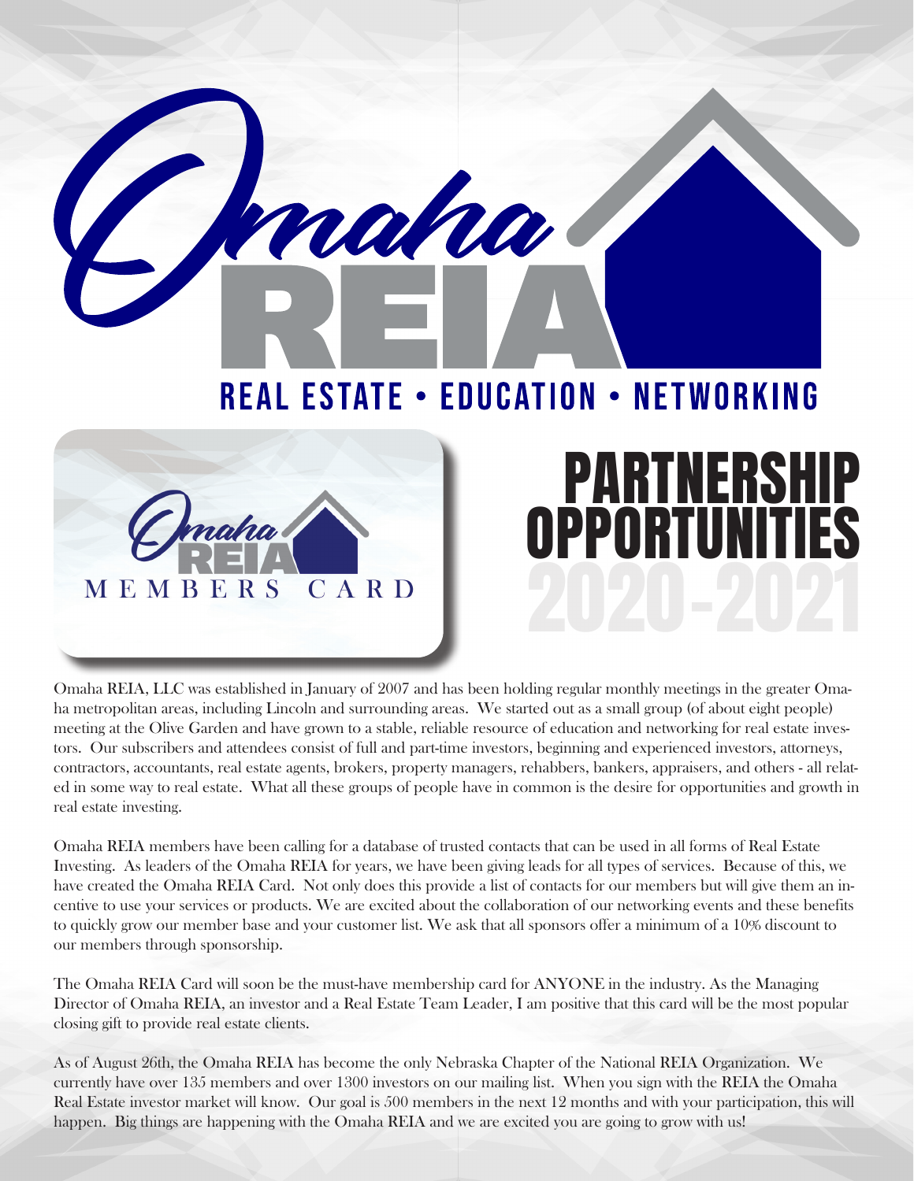# Omaha REIA

**REAL ESTATE • EDUCATION • NETWORKING**

Omaha REIA MEMBERS CARD

# PARTNERSHIP OPPORTUNITIES 2020-2021

Omaha REIA, LLC was established in January of 2007 and has been holding regular monthly meetings in the greater Omaha metropolitan areas, including Lincoln and surrounding areas. We started out as a small group (of about eight people) meeting at the Olive Garden and have grown to a stable, reliable resource of education and networking for real estate investors. Our subscribers and attendees consist of full and part-time investors, beginning and experienced investors, attorneys, contractors, accountants, real estate agents, brokers, property managers, rehabbers, bankers, appraisers, and others - all related in some way to real estate. What all these groups of people have in common is the desire for opportunities and growth in real estate investing.

Omaha REIA members have been calling for a database of trusted contacts that can be used in all forms of Real Estate Investing. As leaders of the Omaha REIA for years, we have been giving leads for all types of services. Because of this, we have created the Omaha REIA Card. Not only does this provide a list of contacts for our members but will give them an incentive to use your services or products. We are excited about the collaboration of our networking events and these benefits to quickly grow our member base and your customer list. We ask that all sponsors offer a minimum of a 10% discount to our members through sponsorship.

The Omaha REIA Card will soon be the must-have membership card for ANYONE in the industry. As the Managing Director of Omaha REIA, an investor and a Real Estate Team Leader, I am positive that this card will be the most popular closing gift to provide real estate clients.

As of August 26th, the Omaha REIA has become the only Nebraska Chapter of the National REIA Organization. We currently have over 135 members and over 1300 investors on our mailing list. When you sign with the REIA the Omaha Real Estate investor market will know. Our goal is 500 members in the next 12 months and with your participation, this will happen. Big things are happening with the Omaha REIA and we are excited you are going to grow with us!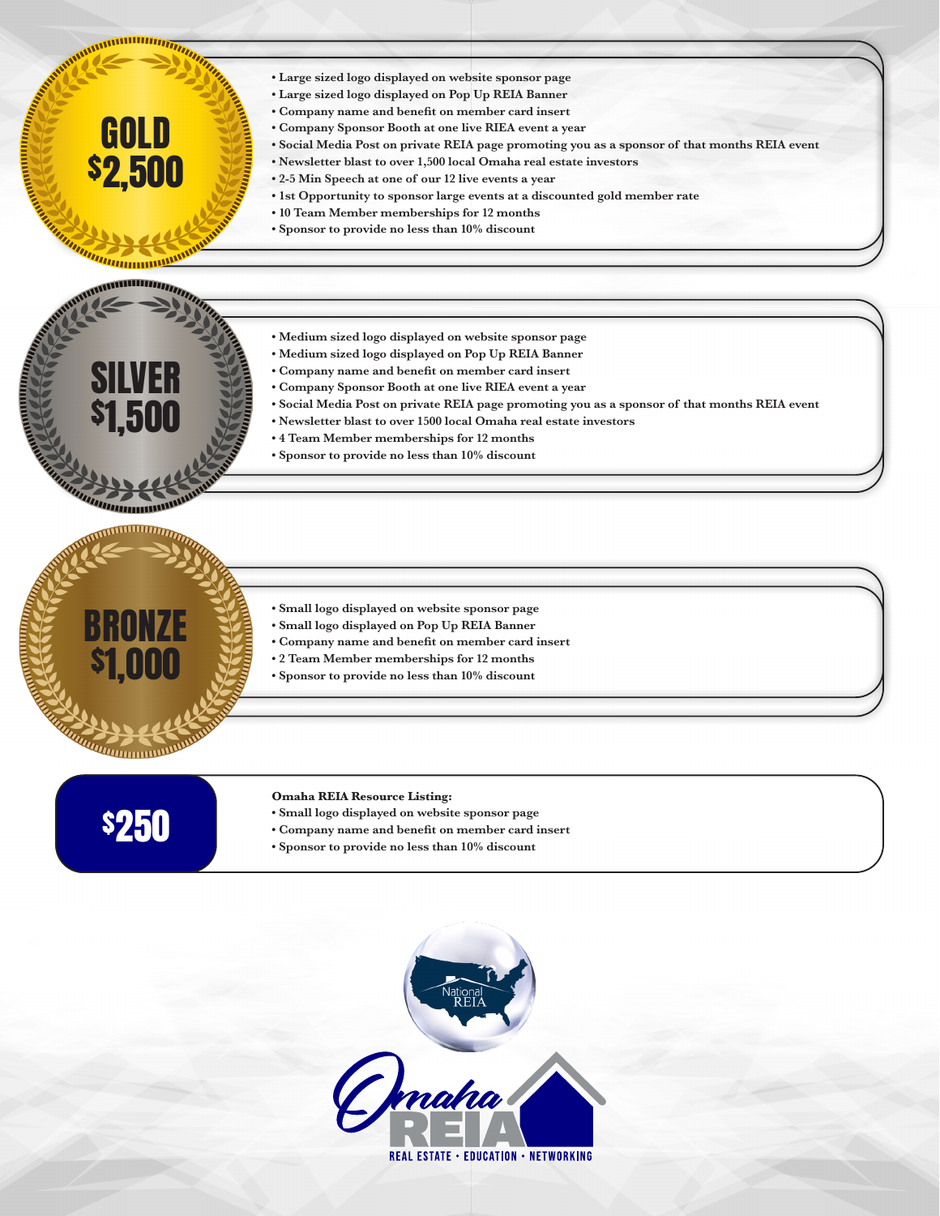## GOLD $2,500

- Large sized logo displayed on website sponsor page
- Large sized logo displayed on Pop Up REIA Banner
- Company name and benefit on member card insert
- Company Sponsor Booth at one live RIEA event a year
- Social Media Post on private REIA page promoting you as a sponsor of that months REIA event
- Newsletter blast to over 1,500 local Omaha real estate investors
- 2-5 Min Speech at one of our 12 live events a year
- 1st Opportunity to sponsor large events at a discounted gold member rate
- 10 Team Member memberships for 12 months
- Sponsor to provide no less than 10% discount

## SILVER $1,500

- Medium sized logo displayed on website sponsor page
- Medium sized logo displayed on Pop Up REIA Banner
- Company name and benefit on member card insert
- Company Sponsor Booth at one live RIEA event a year
- Social Media Post on private REIA page promoting you as a sponsor of that months REIA event
- Newsletter blast to over 1500 local Omaha real estate investors
- 4 Team Member memberships for 12 months
- Sponsor to provide no less than 10% discount

## BRONZE $1,000

- Small logo displayed on website sponsor page
- Small logo displayed on Pop Up REIA Banner
- Company name and benefit on member card insert
- 2 Team Member memberships for 12 months
- Sponsor to provide no less than 10% discount

## $250

**Omaha REIA Resource Listing:**

- Small logo displayed on website sponsor page
- Company name and benefit on member card insert
- Sponsor to provide no less than 10% discount

National REIA

Omaha REIA

REAL ESTATE • EDUCATION • NETWORKING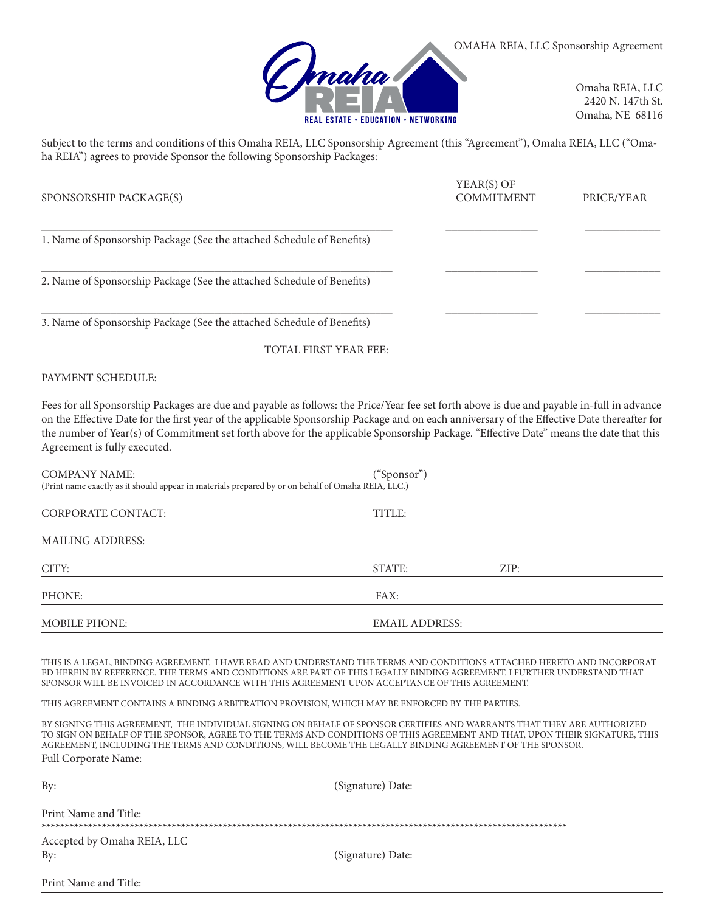OMAHA REIA, LLC Sponsorship Agreement

Omaha REIA, LLC
2420 N. 147th St.
Omaha, NE 68116

Subject to the terms and conditions of this Omaha REIA, LLC Sponsorship Agreement (this "Agreement"), Omaha REIA, LLC ("Omaha REIA") agrees to provide Sponsor the following Sponsorship Packages:

| SPONSORSHIP PACKAGE(S) | YEAR(S) OF COMMITMENT | PRICE/YEAR |
|---|---|---|
| ______________________________ 1. Name of Sponsorship Package (See the attached Schedule of Benefits) | ____________ | ____________ |
| ______________________________ 2. Name of Sponsorship Package (See the attached Schedule of Benefits) | ____________ | ____________ |
| ______________________________ 3. Name of Sponsorship Package (See the attached Schedule of Benefits) | ____________ | ____________ |

TOTAL FIRST YEAR FEE:

PAYMENT SCHEDULE:

Fees for all Sponsorship Packages are due and payable as follows: the Price/Year fee set forth above is due and payable in-full in advance on the Effective Date for the first year of the applicable Sponsorship Package and on each anniversary of the Effective Date thereafter for the number of Year(s) of Commitment set forth above for the applicable Sponsorship Package. "Effective Date" means the date that this Agreement is fully executed.

COMPANY NAME: ("Sponsor")
(Print name exactly as it should appear in materials prepared by or on behalf of Omaha REIA, LLC.)

CORPORATE CONTACT: TITLE:

MAILING ADDRESS:

CITY: STATE: ZIP:

PHONE: FAX:

MOBILE PHONE: EMAIL ADDRESS:

THIS IS A LEGAL, BINDING AGREEMENT. I HAVE READ AND UNDERSTAND THE TERMS AND CONDITIONS ATTACHED HERETO AND INCORPORATED HEREIN BY REFERENCE. THE TERMS AND CONDITIONS ARE PART OF THIS LEGALLY BINDING AGREEMENT. I FURTHER UNDERSTAND THAT SPONSOR WILL BE INVOICED IN ACCORDANCE WITH THIS AGREEMENT UPON ACCEPTANCE OF THIS AGREEMENT.

THIS AGREEMENT CONTAINS A BINDING ARBITRATION PROVISION, WHICH MAY BE ENFORCED BY THE PARTIES.

BY SIGNING THIS AGREEMENT, THE INDIVIDUAL SIGNING ON BEHALF OF SPONSOR CERTIFIES AND WARRANTS THAT THEY ARE AUTHORIZED TO SIGN ON BEHALF OF THE SPONSOR, AGREE TO THE TERMS AND CONDITIONS OF THIS AGREEMENT AND THAT, UPON THEIR SIGNATURE, THIS AGREEMENT, INCLUDING THE TERMS AND CONDITIONS, WILL BECOME THE LEGALLY BINDING AGREEMENT OF THE SPONSOR.

Full Corporate Name:

By: (Signature) Date:

Print Name and Title:

*************************************************************************************************************

Accepted by Omaha REIA, LLC

By: (Signature) Date:

Print Name and Title: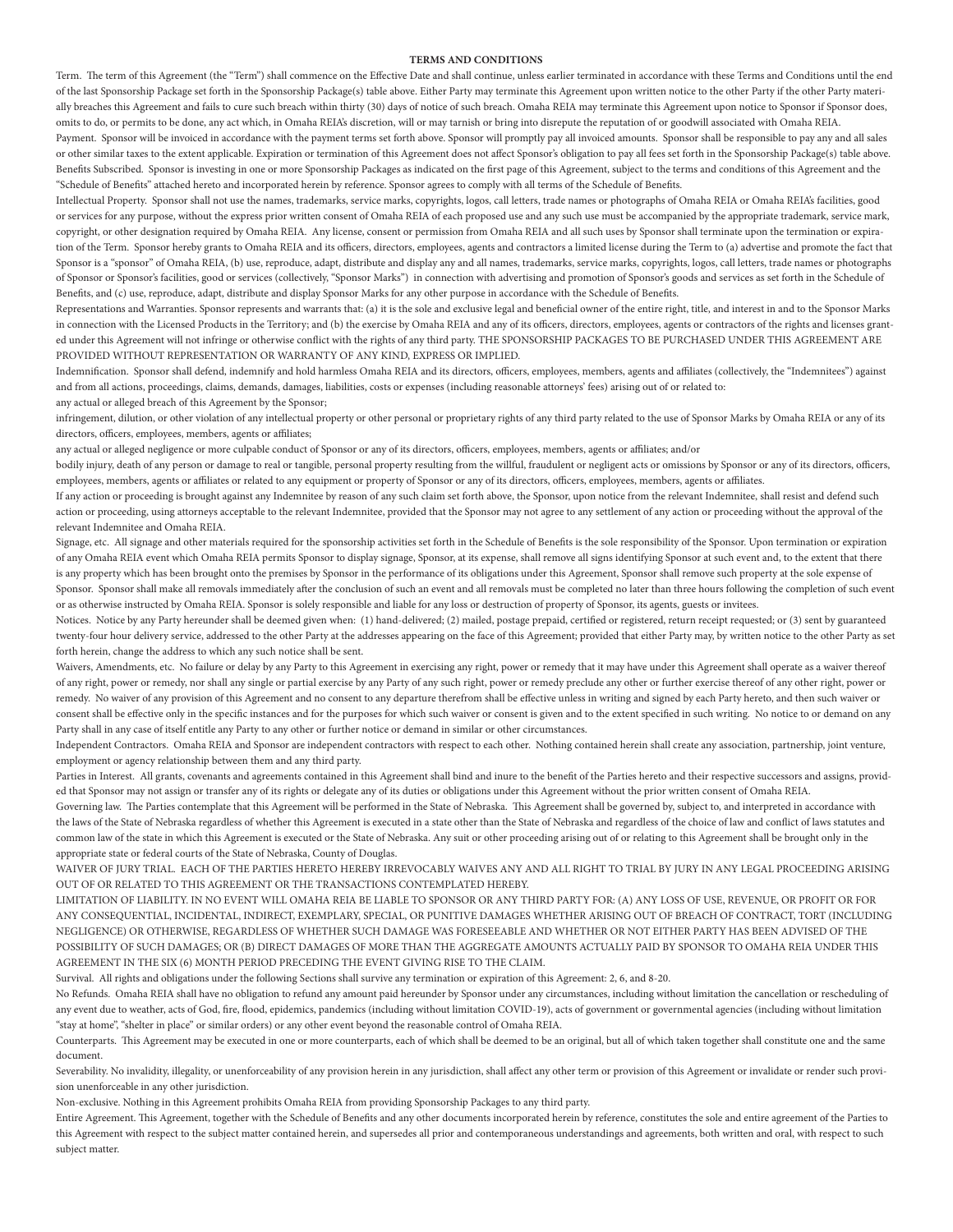## TERMS AND CONDITIONS

Term. The term of this Agreement (the "Term") shall commence on the Effective Date and shall continue, unless earlier terminated in accordance with these Terms and Conditions until the end of the last Sponsorship Package set forth in the Sponsorship Package(s) table above. Either Party may terminate this Agreement upon written notice to the other Party if the other Party materially breaches this Agreement and fails to cure such breach within thirty (30) days of notice of such breach. Omaha REIA may terminate this Agreement upon notice to Sponsor if Sponsor does, omits to do, or permits to be done, any act which, in Omaha REIA's discretion, will or may tarnish or bring into disrepute the reputation of or goodwill associated with Omaha REIA.

Payment. Sponsor will be invoiced in accordance with the payment terms set forth above. Sponsor will promptly pay all invoiced amounts. Sponsor shall be responsible to pay any and all sales or other similar taxes to the extent applicable. Expiration or termination of this Agreement does not affect Sponsor's obligation to pay all fees set forth in the Sponsorship Package(s) table above.

Benefits Subscribed. Sponsor is investing in one or more Sponsorship Packages as indicated on the first page of this Agreement, subject to the terms and conditions of this Agreement and the "Schedule of Benefits" attached hereto and incorporated herein by reference. Sponsor agrees to comply with all terms of the Schedule of Benefits.

Intellectual Property. Sponsor shall not use the names, trademarks, service marks, copyrights, logos, call letters, trade names or photographs of Omaha REIA or Omaha REIA's facilities, good or services for any purpose, without the express prior written consent of Omaha REIA of each proposed use and any such use must be accompanied by the appropriate trademark, service mark, copyright, or other designation required by Omaha REIA. Any license, consent or permission from Omaha REIA and all such uses by Sponsor shall terminate upon the termination or expiration of the Term. Sponsor hereby grants to Omaha REIA and its officers, directors, employees, agents and contractors a limited license during the Term to (a) advertise and promote the fact that Sponsor is a "sponsor" of Omaha REIA, (b) use, reproduce, adapt, distribute and display any and all names, trademarks, service marks, copyrights, logos, call letters, trade names or photographs of Sponsor or Sponsor's facilities, good or services (collectively, "Sponsor Marks") in connection with advertising and promotion of Sponsor's goods and services as set forth in the Schedule of Benefits, and (c) use, reproduce, adapt, distribute and display Sponsor Marks for any other purpose in accordance with the Schedule of Benefits.

Representations and Warranties. Sponsor represents and warrants that: (a) it is the sole and exclusive legal and beneficial owner of the entire right, title, and interest in and to the Sponsor Marks in connection with the Licensed Products in the Territory; and (b) the exercise by Omaha REIA and any of its officers, directors, employees, agents or contractors of the rights and licenses granted under this Agreement will not infringe or otherwise conflict with the rights of any third party. THE SPONSORSHIP PACKAGES TO BE PURCHASED UNDER THIS AGREEMENT ARE PROVIDED WITHOUT REPRESENTATION OR WARRANTY OF ANY KIND, EXPRESS OR IMPLIED.

Indemnification. Sponsor shall defend, indemnify and hold harmless Omaha REIA and its directors, officers, employees, members, agents and affiliates (collectively, the "Indemnitees") against and from all actions, proceedings, claims, demands, damages, liabilities, costs or expenses (including reasonable attorneys' fees) arising out of or related to:

any actual or alleged breach of this Agreement by the Sponsor;

infringement, dilution, or other violation of any intellectual property or other personal or proprietary rights of any third party related to the use of Sponsor Marks by Omaha REIA or any of its directors, officers, employees, members, agents or affiliates;

any actual or alleged negligence or more culpable conduct of Sponsor or any of its directors, officers, employees, members, agents or affiliates; and/or

bodily injury, death of any person or damage to real or tangible, personal property resulting from the willful, fraudulent or negligent acts or omissions by Sponsor or any of its directors, officers, employees, members, agents or affiliates or related to any equipment or property of Sponsor or any of its directors, officers, employees, members, agents or affiliates.

If any action or proceeding is brought against any Indemnitee by reason of any such claim set forth above, the Sponsor, upon notice from the relevant Indemnitee, shall resist and defend such action or proceeding, using attorneys acceptable to the relevant Indemnitee, provided that the Sponsor may not agree to any settlement of any action or proceeding without the approval of the relevant Indemnitee and Omaha REIA.

Signage, etc. All signage and other materials required for the sponsorship activities set forth in the Schedule of Benefits is the sole responsibility of the Sponsor. Upon termination or expiration of any Omaha REIA event which Omaha REIA permits Sponsor to display signage, Sponsor, at its expense, shall remove all signs identifying Sponsor at such event and, to the extent that there is any property which has been brought onto the premises by Sponsor in the performance of its obligations under this Agreement, Sponsor shall remove such property at the sole expense of Sponsor. Sponsor shall make all removals immediately after the conclusion of such an event and all removals must be completed no later than three hours following the completion of such event or as otherwise instructed by Omaha REIA. Sponsor is solely responsible and liable for any loss or destruction of property of Sponsor, its agents, guests or invitees.

Notices. Notice by any Party hereunder shall be deemed given when: (1) hand-delivered; (2) mailed, postage prepaid, certified or registered, return receipt requested; or (3) sent by guaranteed twenty-four hour delivery service, addressed to the other Party at the addresses appearing on the face of this Agreement; provided that either Party may, by written notice to the other Party as set forth herein, change the address to which any such notice shall be sent.

Waivers, Amendments, etc. No failure or delay by any Party to this Agreement in exercising any right, power or remedy that it may have under this Agreement shall operate as a waiver thereof of any right, power or remedy, nor shall any single or partial exercise by any Party of any such right, power or remedy preclude any other or further exercise thereof of any other right, power or remedy. No waiver of any provision of this Agreement and no consent to any departure therefrom shall be effective unless in writing and signed by each Party hereto, and then such waiver or consent shall be effective only in the specific instances and for the purposes for which such waiver or consent is given and to the extent specified in such writing. No notice to or demand on any Party shall in any case of itself entitle any Party to any other or further notice or demand in similar or other circumstances.

Independent Contractors. Omaha REIA and Sponsor are independent contractors with respect to each other. Nothing contained herein shall create any association, partnership, joint venture, employment or agency relationship between them and any third party.

Parties in Interest. All grants, covenants and agreements contained in this Agreement shall bind and inure to the benefit of the Parties hereto and their respective successors and assigns, provided that Sponsor may not assign or transfer any of its rights or delegate any of its duties or obligations under this Agreement without the prior written consent of Omaha REIA.

Governing law. The Parties contemplate that this Agreement will be performed in the State of Nebraska. This Agreement shall be governed by, subject to, and interpreted in accordance with the laws of the State of Nebraska regardless of whether this Agreement is executed in a state other than the State of Nebraska and regardless of the choice of law and conflict of laws statutes and common law of the state in which this Agreement is executed or the State of Nebraska. Any suit or other proceeding arising out of or relating to this Agreement shall be brought only in the appropriate state or federal courts of the State of Nebraska, County of Douglas.

WAIVER OF JURY TRIAL. EACH OF THE PARTIES HERETO HEREBY IRREVOCABLY WAIVES ANY AND ALL RIGHT TO TRIAL BY JURY IN ANY LEGAL PROCEEDING ARISING OUT OF OR RELATED TO THIS AGREEMENT OR THE TRANSACTIONS CONTEMPLATED HEREBY.

LIMITATION OF LIABILITY. IN NO EVENT WILL OMAHA REIA BE LIABLE TO SPONSOR OR ANY THIRD PARTY FOR: (A) ANY LOSS OF USE, REVENUE, OR PROFIT OR FOR ANY CONSEQUENTIAL, INCIDENTAL, INDIRECT, EXEMPLARY, SPECIAL, OR PUNITIVE DAMAGES WHETHER ARISING OUT OF BREACH OF CONTRACT, TORT (INCLUDING NEGLIGENCE) OR OTHERWISE, REGARDLESS OF WHETHER SUCH DAMAGE WAS FORESEEABLE AND WHETHER OR NOT EITHER PARTY HAS BEEN ADVISED OF THE POSSIBILITY OF SUCH DAMAGES; OR (B) DIRECT DAMAGES OF MORE THAN THE AGGREGATE AMOUNTS ACTUALLY PAID BY SPONSOR TO OMAHA REIA UNDER THIS AGREEMENT IN THE SIX (6) MONTH PERIOD PRECEDING THE EVENT GIVING RISE TO THE CLAIM.

Survival. All rights and obligations under the following Sections shall survive any termination or expiration of this Agreement: 2, 6, and 8-20.

No Refunds. Omaha REIA shall have no obligation to refund any amount paid hereunder by Sponsor under any circumstances, including without limitation the cancellation or rescheduling of any event due to weather, acts of God, fire, flood, epidemics, pandemics (including without limitation COVID-19), acts of government or governmental agencies (including without limitation "stay at home", "shelter in place" or similar orders) or any other event beyond the reasonable control of Omaha REIA.

Counterparts. This Agreement may be executed in one or more counterparts, each of which shall be deemed to be an original, but all of which taken together shall constitute one and the same document.

Severability. No invalidity, illegality, or unenforceability of any provision herein in any jurisdiction, shall affect any other term or provision of this Agreement or invalidate or render such provision unenforceable in any other jurisdiction.

Non-exclusive. Nothing in this Agreement prohibits Omaha REIA from providing Sponsorship Packages to any third party.

Entire Agreement. This Agreement, together with the Schedule of Benefits and any other documents incorporated herein by reference, constitutes the sole and entire agreement of the Parties to this Agreement with respect to the subject matter contained herein, and supersedes all prior and contemporaneous understandings and agreements, both written and oral, with respect to such subject matter.